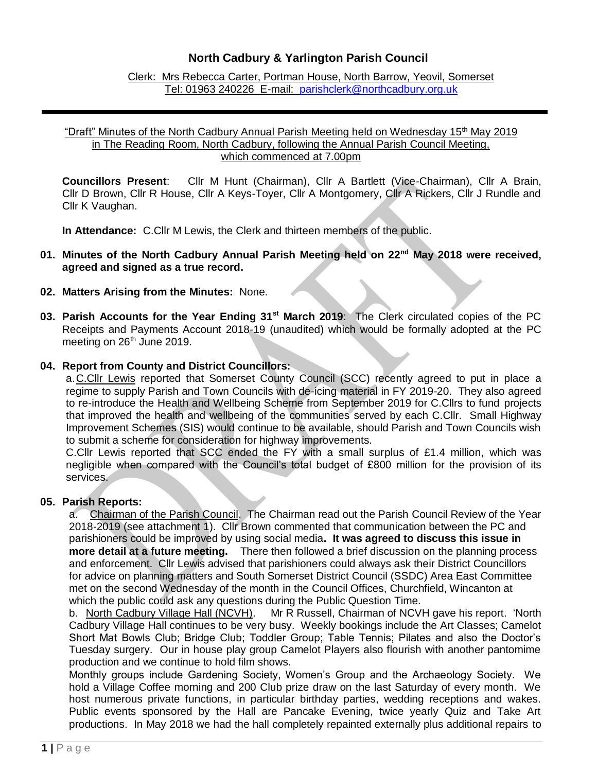# North Cadbury & Yarlington Parish Council

Clerk: Mrs Rebecca Carter, Portman House, North Barrow, Yeovil, Somerset
Tel: 01963 240226 E-mail: parishclerk@northcadbury.org.uk

---

"Draft" Minutes of the North Cadbury Annual Parish Meeting held on Wednesday 15th May 2019 in The Reading Room, North Cadbury, following the Annual Parish Council Meeting, which commenced at 7.00pm

**Councillors Present**: Cllr M Hunt (Chairman), Cllr A Bartlett (Vice-Chairman), Cllr A Brain, Cllr D Brown, Cllr R House, Cllr A Keys-Toyer, Cllr A Montgomery, Cllr A Rickers, Cllr J Rundle and Cllr K Vaughan.

**In Attendance:** C.Cllr M Lewis, the Clerk and thirteen members of the public.

**01. Minutes of the North Cadbury Annual Parish Meeting held on 22nd May 2018 were received, agreed and signed as a true record.**

**02. Matters Arising from the Minutes:** None.

**03. Parish Accounts for the Year Ending 31st March 2019**: The Clerk circulated copies of the PC Receipts and Payments Account 2018-19 (unaudited) which would be formally adopted at the PC meeting on 26th June 2019.

**04. Report from County and District Councillors:**

a. C.Cllr Lewis reported that Somerset County Council (SCC) recently agreed to put in place a regime to supply Parish and Town Councils with de-icing material in FY 2019-20. They also agreed to re-introduce the Health and Wellbeing Scheme from September 2019 for C.Cllrs to fund projects that improved the health and wellbeing of the communities served by each C.Cllr. Small Highway Improvement Schemes (SIS) would continue to be available, should Parish and Town Councils wish to submit a scheme for consideration for highway improvements.

C.Cllr Lewis reported that SCC ended the FY with a small surplus of £1.4 million, which was negligible when compared with the Council's total budget of £800 million for the provision of its services.

**05. Parish Reports:**

a. Chairman of the Parish Council. The Chairman read out the Parish Council Review of the Year 2018-2019 (see attachment 1). Cllr Brown commented that communication between the PC and parishioners could be improved by using social media**. It was agreed to discuss this issue in more detail at a future meeting.** There then followed a brief discussion on the planning process and enforcement. Cllr Lewis advised that parishioners could always ask their District Councillors for advice on planning matters and South Somerset District Council (SSDC) Area East Committee met on the second Wednesday of the month in the Council Offices, Churchfield, Wincanton at which the public could ask any questions during the Public Question Time.

b. North Cadbury Village Hall (NCVH). Mr R Russell, Chairman of NCVH gave his report. 'North Cadbury Village Hall continues to be very busy. Weekly bookings include the Art Classes; Camelot Short Mat Bowls Club; Bridge Club; Toddler Group; Table Tennis; Pilates and also the Doctor's Tuesday surgery. Our in house play group Camelot Players also flourish with another pantomime production and we continue to hold film shows.

Monthly groups include Gardening Society, Women's Group and the Archaeology Society. We hold a Village Coffee morning and 200 Club prize draw on the last Saturday of every month. We host numerous private functions, in particular birthday parties, wedding receptions and wakes. Public events sponsored by the Hall are Pancake Evening, twice yearly Quiz and Take Art productions. In May 2018 we had the hall completely repainted externally plus additional repairs to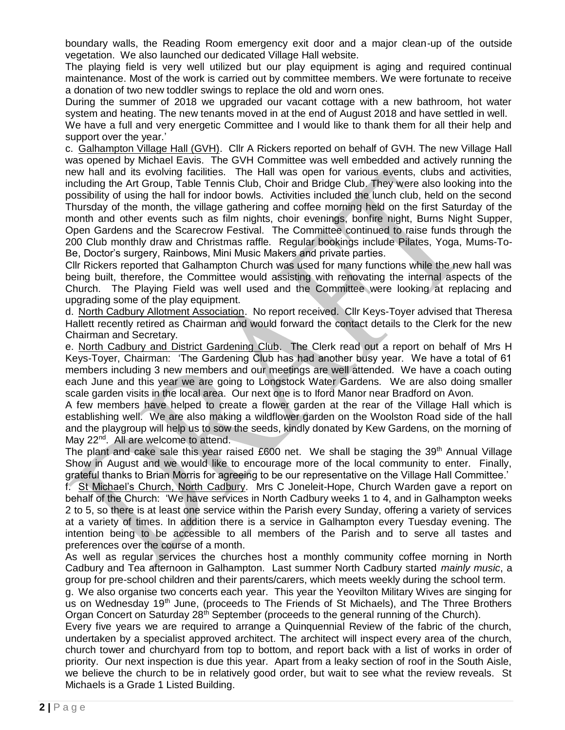boundary walls, the Reading Room emergency exit door and a major clean-up of the outside vegetation. We also launched our dedicated Village Hall website.

The playing field is very well utilized but our play equipment is aging and required continual maintenance. Most of the work is carried out by committee members. We were fortunate to receive a donation of two new toddler swings to replace the old and worn ones.

During the summer of 2018 we upgraded our vacant cottage with a new bathroom, hot water system and heating. The new tenants moved in at the end of August 2018 and have settled in well.

We have a full and very energetic Committee and I would like to thank them for all their help and support over the year.'

c. Galhampton Village Hall (GVH). Cllr A Rickers reported on behalf of GVH. The new Village Hall was opened by Michael Eavis. The GVH Committee was well embedded and actively running the new hall and its evolving facilities. The Hall was open for various events, clubs and activities, including the Art Group, Table Tennis Club, Choir and Bridge Club. They were also looking into the possibility of using the hall for indoor bowls. Activities included the lunch club, held on the second Thursday of the month, the village gathering and coffee morning held on the first Saturday of the month and other events such as film nights, choir evenings, bonfire night, Burns Night Supper, Open Gardens and the Scarecrow Festival. The Committee continued to raise funds through the 200 Club monthly draw and Christmas raffle. Regular bookings include Pilates, Yoga, Mums-To-Be, Doctor's surgery, Rainbows, Mini Music Makers and private parties.

Cllr Rickers reported that Galhampton Church was used for many functions while the new hall was being built, therefore, the Committee would assisting with renovating the internal aspects of the Church. The Playing Field was well used and the Committee were looking at replacing and upgrading some of the play equipment.

d. North Cadbury Allotment Association. No report received. Cllr Keys-Toyer advised that Theresa Hallett recently retired as Chairman and would forward the contact details to the Clerk for the new Chairman and Secretary.

e. North Cadbury and District Gardening Club. The Clerk read out a report on behalf of Mrs H Keys-Toyer, Chairman: 'The Gardening Club has had another busy year. We have a total of 61 members including 3 new members and our meetings are well attended. We have a coach outing each June and this year we are going to Longstock Water Gardens. We are also doing smaller scale garden visits in the local area. Our next one is to Iford Manor near Bradford on Avon.

A few members have helped to create a flower garden at the rear of the Village Hall which is establishing well. We are also making a wildflower garden on the Woolston Road side of the hall and the playgroup will help us to sow the seeds, kindly donated by Kew Gardens, on the morning of May 22nd. All are welcome to attend.

The plant and cake sale this year raised £600 net. We shall be staging the 39th Annual Village Show in August and we would like to encourage more of the local community to enter. Finally, grateful thanks to Brian Morris for agreeing to be our representative on the Village Hall Committee.'

f. St Michael's Church, North Cadbury. Mrs C Joneleit-Hope, Church Warden gave a report on behalf of the Church: 'We have services in North Cadbury weeks 1 to 4, and in Galhampton weeks 2 to 5, so there is at least one service within the Parish every Sunday, offering a variety of services at a variety of times. In addition there is a service in Galhampton every Tuesday evening. The intention being to be accessible to all members of the Parish and to serve all tastes and preferences over the course of a month.

As well as regular services the churches host a monthly community coffee morning in North Cadbury and Tea afternoon in Galhampton. Last summer North Cadbury started *mainly music*, a group for pre-school children and their parents/carers, which meets weekly during the school term.

g. We also organise two concerts each year. This year the Yeovilton Military Wives are singing for us on Wednesday 19th June, (proceeds to The Friends of St Michaels), and The Three Brothers Organ Concert on Saturday 28th September (proceeds to the general running of the Church).

Every five years we are required to arrange a Quinquennial Review of the fabric of the church, undertaken by a specialist approved architect. The architect will inspect every area of the church, church tower and churchyard from top to bottom, and report back with a list of works in order of priority. Our next inspection is due this year. Apart from a leaky section of roof in the South Aisle, we believe the church to be in relatively good order, but wait to see what the review reveals. St Michaels is a Grade 1 Listed Building.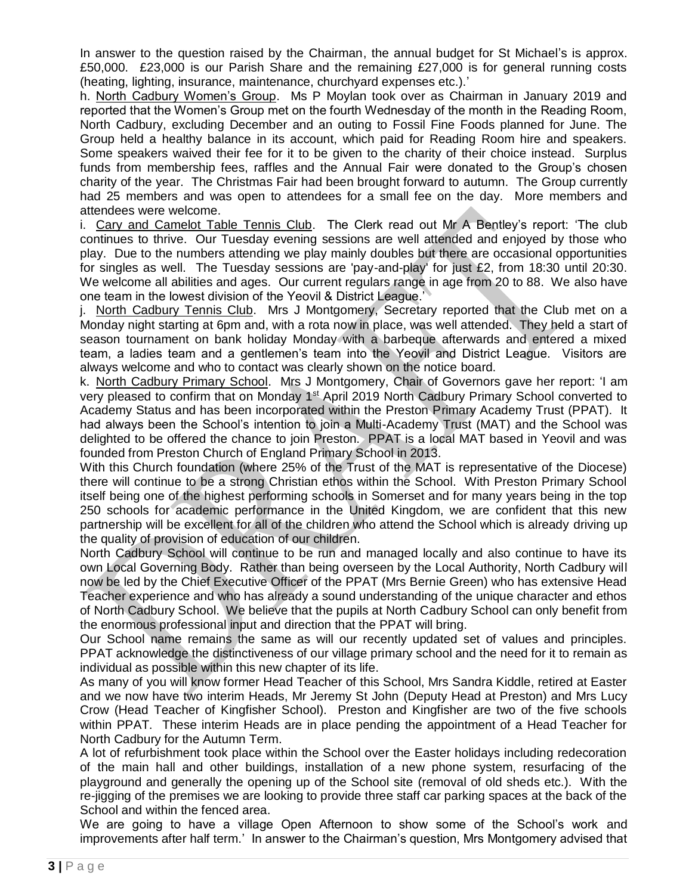In answer to the question raised by the Chairman, the annual budget for St Michael's is approx. £50,000. £23,000 is our Parish Share and the remaining £27,000 is for general running costs (heating, lighting, insurance, maintenance, churchyard expenses etc.).'

h. North Cadbury Women's Group. Ms P Moylan took over as Chairman in January 2019 and reported that the Women's Group met on the fourth Wednesday of the month in the Reading Room, North Cadbury, excluding December and an outing to Fossil Fine Foods planned for June. The Group held a healthy balance in its account, which paid for Reading Room hire and speakers. Some speakers waived their fee for it to be given to the charity of their choice instead. Surplus funds from membership fees, raffles and the Annual Fair were donated to the Group's chosen charity of the year. The Christmas Fair had been brought forward to autumn. The Group currently had 25 members and was open to attendees for a small fee on the day. More members and attendees were welcome.

i. Cary and Camelot Table Tennis Club. The Clerk read out Mr A Bentley's report: 'The club continues to thrive. Our Tuesday evening sessions are well attended and enjoyed by those who play. Due to the numbers attending we play mainly doubles but there are occasional opportunities for singles as well. The Tuesday sessions are 'pay-and-play' for just £2, from 18:30 until 20:30. We welcome all abilities and ages. Our current regulars range in age from 20 to 88. We also have one team in the lowest division of the Yeovil & District League.'

j. North Cadbury Tennis Club. Mrs J Montgomery, Secretary reported that the Club met on a Monday night starting at 6pm and, with a rota now in place, was well attended. They held a start of season tournament on bank holiday Monday with a barbeque afterwards and entered a mixed team, a ladies team and a gentlemen's team into the Yeovil and District League. Visitors are always welcome and who to contact was clearly shown on the notice board.

k. North Cadbury Primary School. Mrs J Montgomery, Chair of Governors gave her report: 'I am very pleased to confirm that on Monday 1st April 2019 North Cadbury Primary School converted to Academy Status and has been incorporated within the Preston Primary Academy Trust (PPAT). It had always been the School's intention to join a Multi-Academy Trust (MAT) and the School was delighted to be offered the chance to join Preston. PPAT is a local MAT based in Yeovil and was founded from Preston Church of England Primary School in 2013.

With this Church foundation (where 25% of the Trust of the MAT is representative of the Diocese) there will continue to be a strong Christian ethos within the School. With Preston Primary School itself being one of the highest performing schools in Somerset and for many years being in the top 250 schools for academic performance in the United Kingdom, we are confident that this new partnership will be excellent for all of the children who attend the School which is already driving up the quality of provision of education of our children.

North Cadbury School will continue to be run and managed locally and also continue to have its own Local Governing Body. Rather than being overseen by the Local Authority, North Cadbury will now be led by the Chief Executive Officer of the PPAT (Mrs Bernie Green) who has extensive Head Teacher experience and who has already a sound understanding of the unique character and ethos of North Cadbury School. We believe that the pupils at North Cadbury School can only benefit from the enormous professional input and direction that the PPAT will bring.

Our School name remains the same as will our recently updated set of values and principles. PPAT acknowledge the distinctiveness of our village primary school and the need for it to remain as individual as possible within this new chapter of its life.

As many of you will know former Head Teacher of this School, Mrs Sandra Kiddle, retired at Easter and we now have two interim Heads, Mr Jeremy St John (Deputy Head at Preston) and Mrs Lucy Crow (Head Teacher of Kingfisher School). Preston and Kingfisher are two of the five schools within PPAT. These interim Heads are in place pending the appointment of a Head Teacher for North Cadbury for the Autumn Term.

A lot of refurbishment took place within the School over the Easter holidays including redecoration of the main hall and other buildings, installation of a new phone system, resurfacing of the playground and generally the opening up of the School site (removal of old sheds etc.). With the re-jigging of the premises we are looking to provide three staff car parking spaces at the back of the School and within the fenced area.

We are going to have a village Open Afternoon to show some of the School's work and improvements after half term.' In answer to the Chairman's question, Mrs Montgomery advised that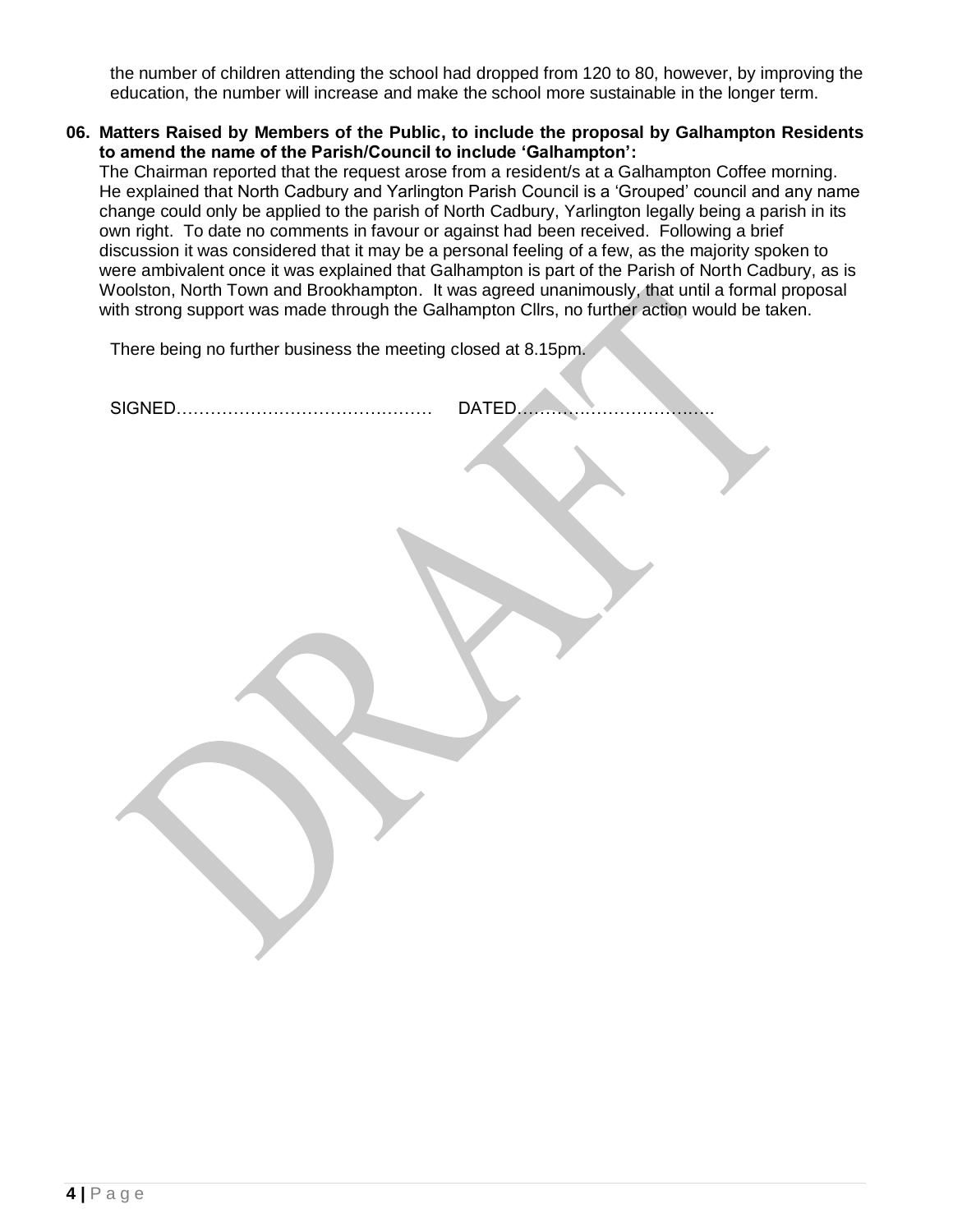the number of children attending the school had dropped from 120 to 80, however, by improving the education, the number will increase and make the school more sustainable in the longer term.

**06. Matters Raised by Members of the Public, to include the proposal by Galhampton Residents to amend the name of the Parish/Council to include 'Galhampton':**

The Chairman reported that the request arose from a resident/s at a Galhampton Coffee morning. He explained that North Cadbury and Yarlington Parish Council is a 'Grouped' council and any name change could only be applied to the parish of North Cadbury, Yarlington legally being a parish in its own right. To date no comments in favour or against had been received. Following a brief discussion it was considered that it may be a personal feeling of a few, as the majority spoken to were ambivalent once it was explained that Galhampton is part of the Parish of North Cadbury, as is Woolston, North Town and Brookhampton. It was agreed unanimously, that until a formal proposal with strong support was made through the Galhampton Cllrs, no further action would be taken.

There being no further business the meeting closed at 8.15pm.

SIGNED……………………………………… DATED…………………………….

DRAFT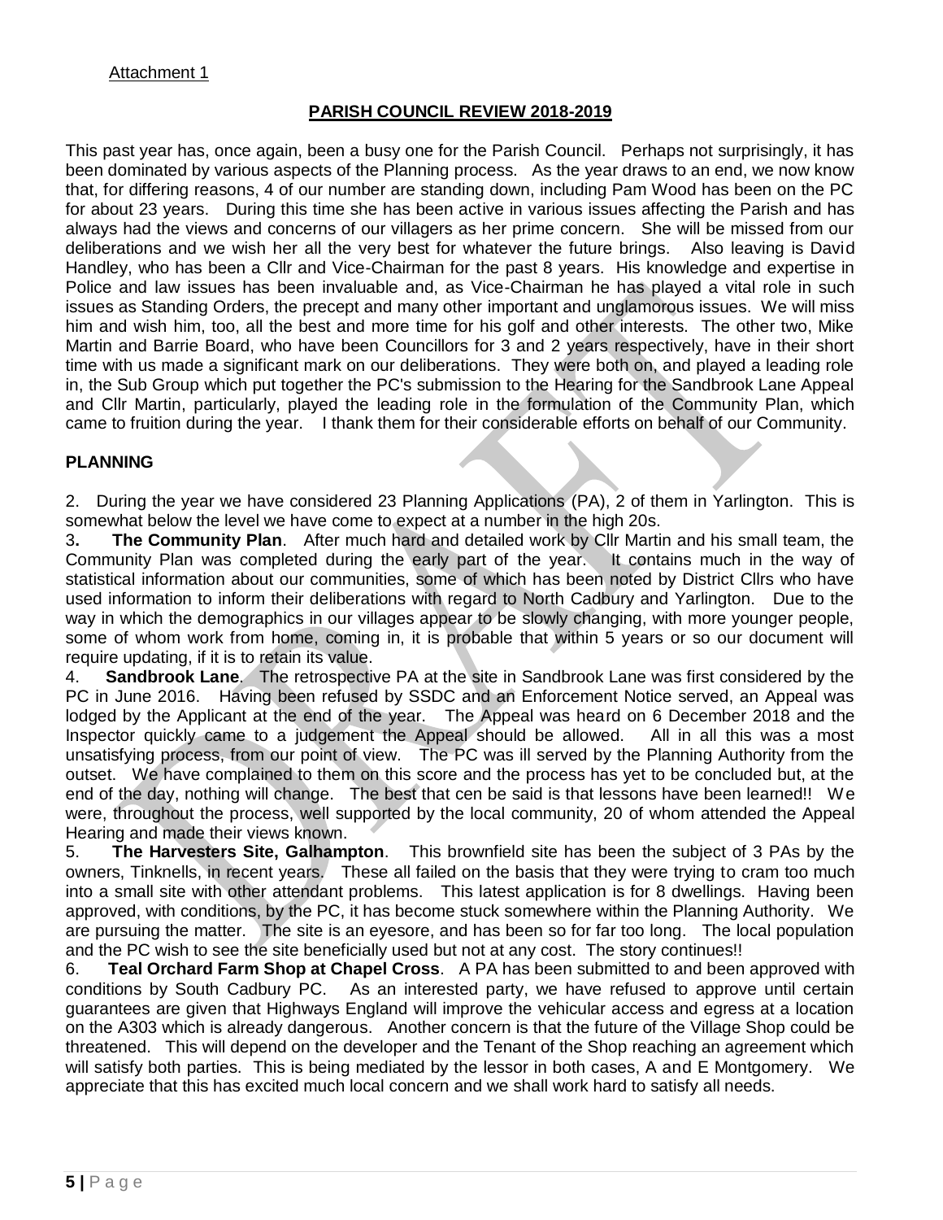Attachment 1

## PARISH COUNCIL REVIEW 2018-2019

This past year has, once again, been a busy one for the Parish Council. Perhaps not surprisingly, it has been dominated by various aspects of the Planning process. As the year draws to an end, we now know that, for differing reasons, 4 of our number are standing down, including Pam Wood has been on the PC for about 23 years. During this time she has been active in various issues affecting the Parish and has always had the views and concerns of our villagers as her prime concern. She will be missed from our deliberations and we wish her all the very best for whatever the future brings. Also leaving is David Handley, who has been a Cllr and Vice-Chairman for the past 8 years. His knowledge and expertise in Police and law issues has been invaluable and, as Vice-Chairman he has played a vital role in such issues as Standing Orders, the precept and many other important and unglamorous issues. We will miss him and wish him, too, all the best and more time for his golf and other interests. The other two, Mike Martin and Barrie Board, who have been Councillors for 3 and 2 years respectively, have in their short time with us made a significant mark on our deliberations. They were both on, and played a leading role in, the Sub Group which put together the PC's submission to the Hearing for the Sandbrook Lane Appeal and Cllr Martin, particularly, played the leading role in the formulation of the Community Plan, which came to fruition during the year. I thank them for their considerable efforts on behalf of our Community.

### PLANNING

2. During the year we have considered 23 Planning Applications (PA), 2 of them in Yarlington. This is somewhat below the level we have come to expect at a number in the high 20s.

3. **The Community Plan**. After much hard and detailed work by Cllr Martin and his small team, the Community Plan was completed during the early part of the year. It contains much in the way of statistical information about our communities, some of which has been noted by District Cllrs who have used information to inform their deliberations with regard to North Cadbury and Yarlington. Due to the way in which the demographics in our villages appear to be slowly changing, with more younger people, some of whom work from home, coming in, it is probable that within 5 years or so our document will require updating, if it is to retain its value.

4. **Sandbrook Lane**. The retrospective PA at the site in Sandbrook Lane was first considered by the PC in June 2016. Having been refused by SSDC and an Enforcement Notice served, an Appeal was lodged by the Applicant at the end of the year. The Appeal was heard on 6 December 2018 and the Inspector quickly came to a judgement the Appeal should be allowed. All in all this was a most unsatisfying process, from our point of view. The PC was ill served by the Planning Authority from the outset. We have complained to them on this score and the process has yet to be concluded but, at the end of the day, nothing will change. The best that cen be said is that lessons have been learned!! We were, throughout the process, well supported by the local community, 20 of whom attended the Appeal Hearing and made their views known.

5. **The Harvesters Site, Galhampton**. This brownfield site has been the subject of 3 PAs by the owners, Tinknells, in recent years. These all failed on the basis that they were trying to cram too much into a small site with other attendant problems. This latest application is for 8 dwellings. Having been approved, with conditions, by the PC, it has become stuck somewhere within the Planning Authority. We are pursuing the matter. The site is an eyesore, and has been so for far too long. The local population and the PC wish to see the site beneficially used but not at any cost. The story continues!!

6. **Teal Orchard Farm Shop at Chapel Cross**. A PA has been submitted to and been approved with conditions by South Cadbury PC. As an interested party, we have refused to approve until certain guarantees are given that Highways England will improve the vehicular access and egress at a location on the A303 which is already dangerous. Another concern is that the future of the Village Shop could be threatened. This will depend on the developer and the Tenant of the Shop reaching an agreement which will satisfy both parties. This is being mediated by the lessor in both cases, A and E Montgomery. We appreciate that this has excited much local concern and we shall work hard to satisfy all needs.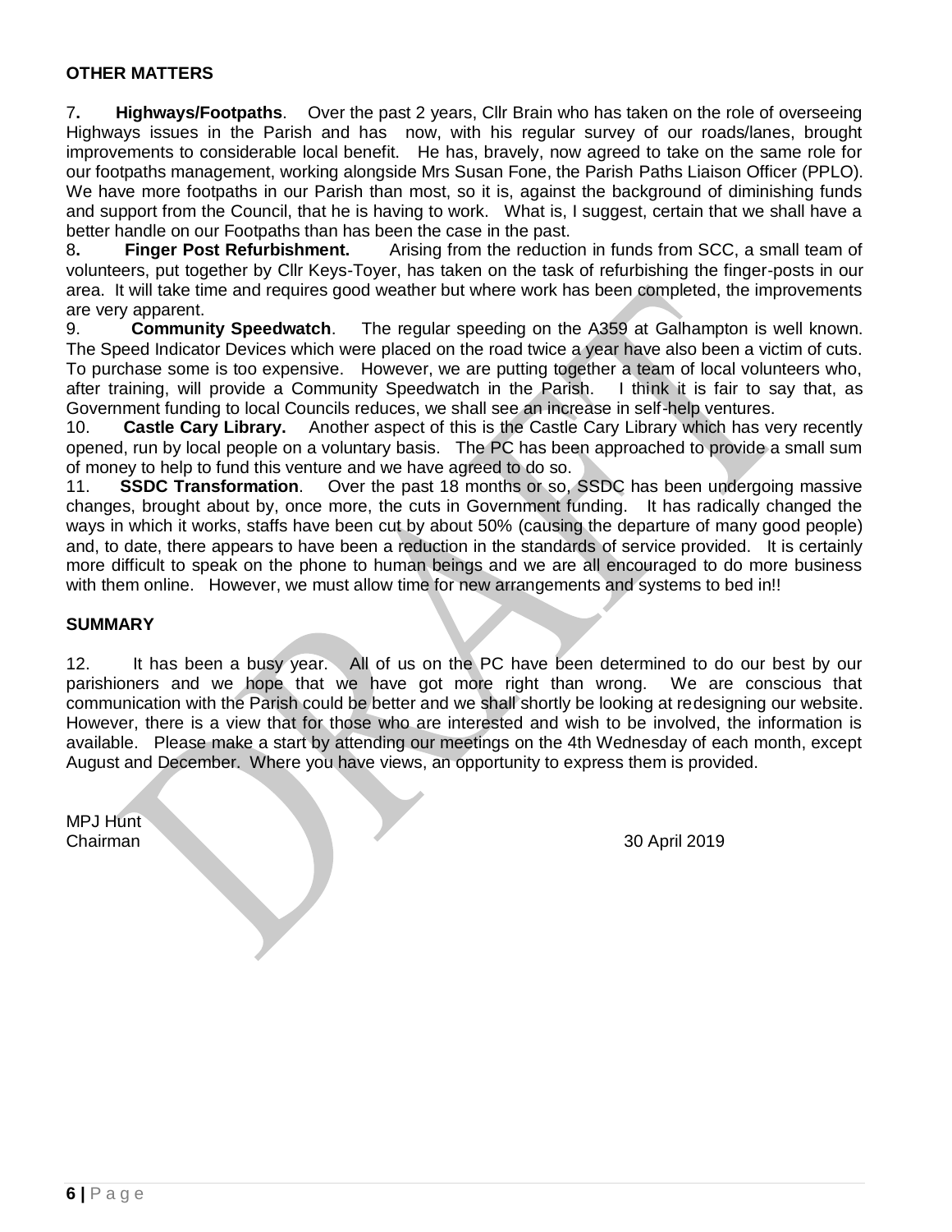## OTHER MATTERS

7. **Highways/Footpaths**. Over the past 2 years, Cllr Brain who has taken on the role of overseeing Highways issues in the Parish and has now, with his regular survey of our roads/lanes, brought improvements to considerable local benefit. He has, bravely, now agreed to take on the same role for our footpaths management, working alongside Mrs Susan Fone, the Parish Paths Liaison Officer (PPLO). We have more footpaths in our Parish than most, so it is, against the background of diminishing funds and support from the Council, that he is having to work. What is, I suggest, certain that we shall have a better handle on our Footpaths than has been the case in the past.

8. **Finger Post Refurbishment.** Arising from the reduction in funds from SCC, a small team of volunteers, put together by Cllr Keys-Toyer, has taken on the task of refurbishing the finger-posts in our area. It will take time and requires good weather but where work has been completed, the improvements are very apparent.

9. **Community Speedwatch**. The regular speeding on the A359 at Galhampton is well known. The Speed Indicator Devices which were placed on the road twice a year have also been a victim of cuts. To purchase some is too expensive. However, we are putting together a team of local volunteers who, after training, will provide a Community Speedwatch in the Parish. I think it is fair to say that, as Government funding to local Councils reduces, we shall see an increase in self-help ventures.

10. **Castle Cary Library.** Another aspect of this is the Castle Cary Library which has very recently opened, run by local people on a voluntary basis. The PC has been approached to provide a small sum of money to help to fund this venture and we have agreed to do so.

11. **SSDC Transformation**. Over the past 18 months or so, SSDC has been undergoing massive changes, brought about by, once more, the cuts in Government funding. It has radically changed the ways in which it works, staffs have been cut by about 50% (causing the departure of many good people) and, to date, there appears to have been a reduction in the standards of service provided. It is certainly more difficult to speak on the phone to human beings and we are all encouraged to do more business with them online. However, we must allow time for new arrangements and systems to bed in!!

## SUMMARY

12. It has been a busy year. All of us on the PC have been determined to do our best by our parishioners and we hope that we have got more right than wrong. We are conscious that communication with the Parish could be better and we shall shortly be looking at redesigning our website. However, there is a view that for those who are interested and wish to be involved, the information is available. Please make a start by attending our meetings on the 4th Wednesday of each month, except August and December. Where you have views, an opportunity to express them is provided.

MPJ Hunt
Chairman

30 April 2019